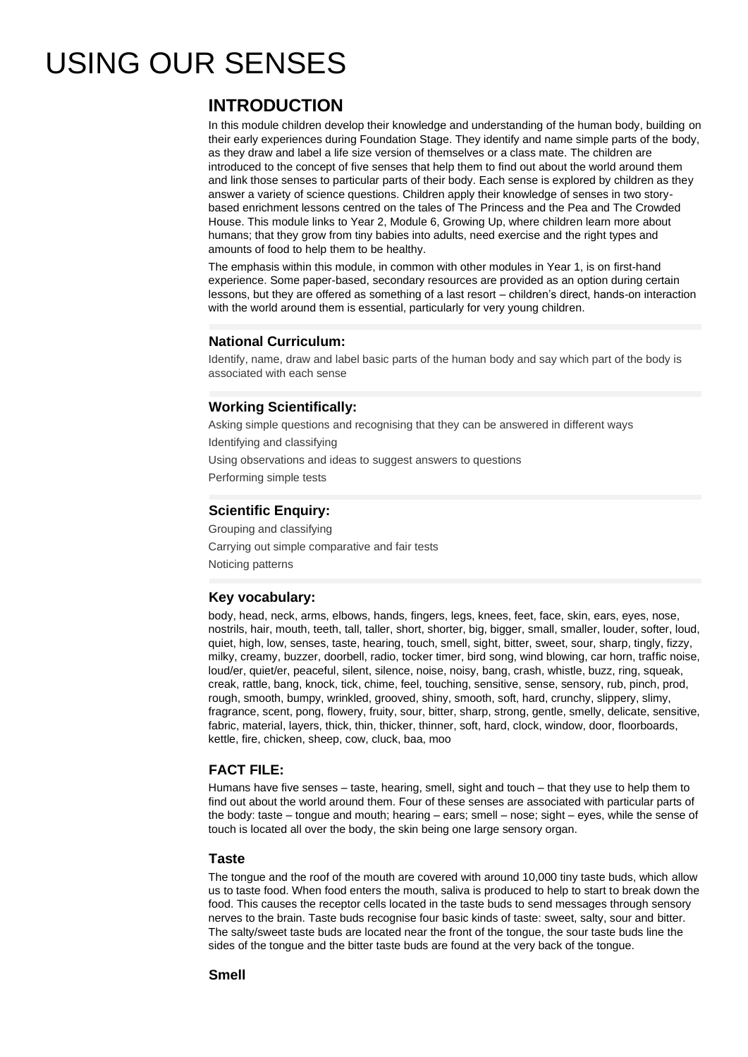# USING OUR SENSES

## INTRODUCTION

In this module children develop their knowledge and understanding of the human body, building on their early experiences during Foundation Stage. They identify and name simple parts of the body, as they draw and label a life size version of themselves or a class mate. The children are introduced to the concept of five senses that help them to find out about the world around them and link those senses to particular parts of their body. Each sense is explored by children as they answer a variety of science questions. Children apply their knowledge of senses in two story-based enrichment lessons centred on the tales of The Princess and the Pea and The Crowded House. This module links to Year 2, Module 6, Growing Up, where children learn more about humans; that they grow from tiny babies into adults, need exercise and the right types and amounts of food to help them to be healthy.

The emphasis within this module, in common with other modules in Year 1, is on first-hand experience. Some paper-based, secondary resources are provided as an option during certain lessons, but they are offered as something of a last resort – children's direct, hands-on interaction with the world around them is essential, particularly for very young children.

### National Curriculum:

Identify, name, draw and label basic parts of the human body and say which part of the body is associated with each sense

### Working Scientifically:

Asking simple questions and recognising that they can be answered in different ways

Identifying and classifying

Using observations and ideas to suggest answers to questions

Performing simple tests

### Scientific Enquiry:

Grouping and classifying

Carrying out simple comparative and fair tests

Noticing patterns

### Key vocabulary:

body, head, neck, arms, elbows, hands, fingers, legs, knees, feet, face, skin, ears, eyes, nose, nostrils, hair, mouth, teeth, tall, taller, short, shorter, big, bigger, small, smaller, louder, softer, loud, quiet, high, low, senses, taste, hearing, touch, smell, sight, bitter, sweet, sour, sharp, tingly, fizzy, milky, creamy, buzzer, doorbell, radio, tocker timer, bird song, wind blowing, car horn, traffic noise, loud/er, quiet/er, peaceful, silent, silence, noise, noisy, bang, crash, whistle, buzz, ring, squeak, creak, rattle, bang, knock, tick, chime, feel, touching, sensitive, sense, sensory, rub, pinch, prod, rough, smooth, bumpy, wrinkled, grooved, shiny, smooth, soft, hard, crunchy, slippery, slimy, fragrance, scent, pong, flowery, fruity, sour, bitter, sharp, strong, gentle, smelly, delicate, sensitive, fabric, material, layers, thick, thin, thicker, thinner, soft, hard, clock, window, door, floorboards, kettle, fire, chicken, sheep, cow, cluck, baa, moo

### FACT FILE:

Humans have five senses – taste, hearing, smell, sight and touch – that they use to help them to find out about the world around them. Four of these senses are associated with particular parts of the body: taste – tongue and mouth; hearing – ears; smell – nose; sight – eyes, while the sense of touch is located all over the body, the skin being one large sensory organ.

### Taste

The tongue and the roof of the mouth are covered with around 10,000 tiny taste buds, which allow us to taste food. When food enters the mouth, saliva is produced to help to start to break down the food. This causes the receptor cells located in the taste buds to send messages through sensory nerves to the brain. Taste buds recognise four basic kinds of taste: sweet, salty, sour and bitter. The salty/sweet taste buds are located near the front of the tongue, the sour taste buds line the sides of the tongue and the bitter taste buds are found at the very back of the tongue.

### Smell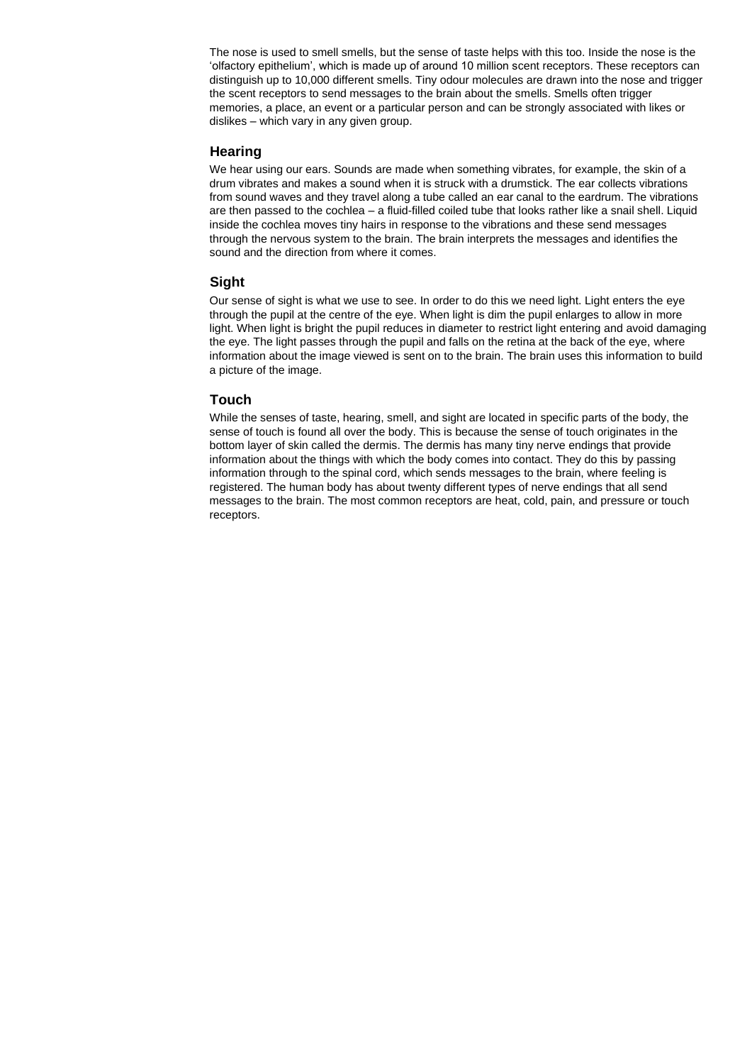The nose is used to smell smells, but the sense of taste helps with this too. Inside the nose is the 'olfactory epithelium', which is made up of around 10 million scent receptors. These receptors can distinguish up to 10,000 different smells. Tiny odour molecules are drawn into the nose and trigger the scent receptors to send messages to the brain about the smells. Smells often trigger memories, a place, an event or a particular person and can be strongly associated with likes or dislikes – which vary in any given group.

## Hearing

We hear using our ears. Sounds are made when something vibrates, for example, the skin of a drum vibrates and makes a sound when it is struck with a drumstick. The ear collects vibrations from sound waves and they travel along a tube called an ear canal to the eardrum. The vibrations are then passed to the cochlea – a fluid-filled coiled tube that looks rather like a snail shell. Liquid inside the cochlea moves tiny hairs in response to the vibrations and these send messages through the nervous system to the brain. The brain interprets the messages and identifies the sound and the direction from where it comes.

## Sight

Our sense of sight is what we use to see. In order to do this we need light. Light enters the eye through the pupil at the centre of the eye. When light is dim the pupil enlarges to allow in more light. When light is bright the pupil reduces in diameter to restrict light entering and avoid damaging the eye. The light passes through the pupil and falls on the retina at the back of the eye, where information about the image viewed is sent on to the brain. The brain uses this information to build a picture of the image.

## Touch

While the senses of taste, hearing, smell, and sight are located in specific parts of the body, the sense of touch is found all over the body. This is because the sense of touch originates in the bottom layer of skin called the dermis. The dermis has many tiny nerve endings that provide information about the things with which the body comes into contact. They do this by passing information through to the spinal cord, which sends messages to the brain, where feeling is registered. The human body has about twenty different types of nerve endings that all send messages to the brain. The most common receptors are heat, cold, pain, and pressure or touch receptors.